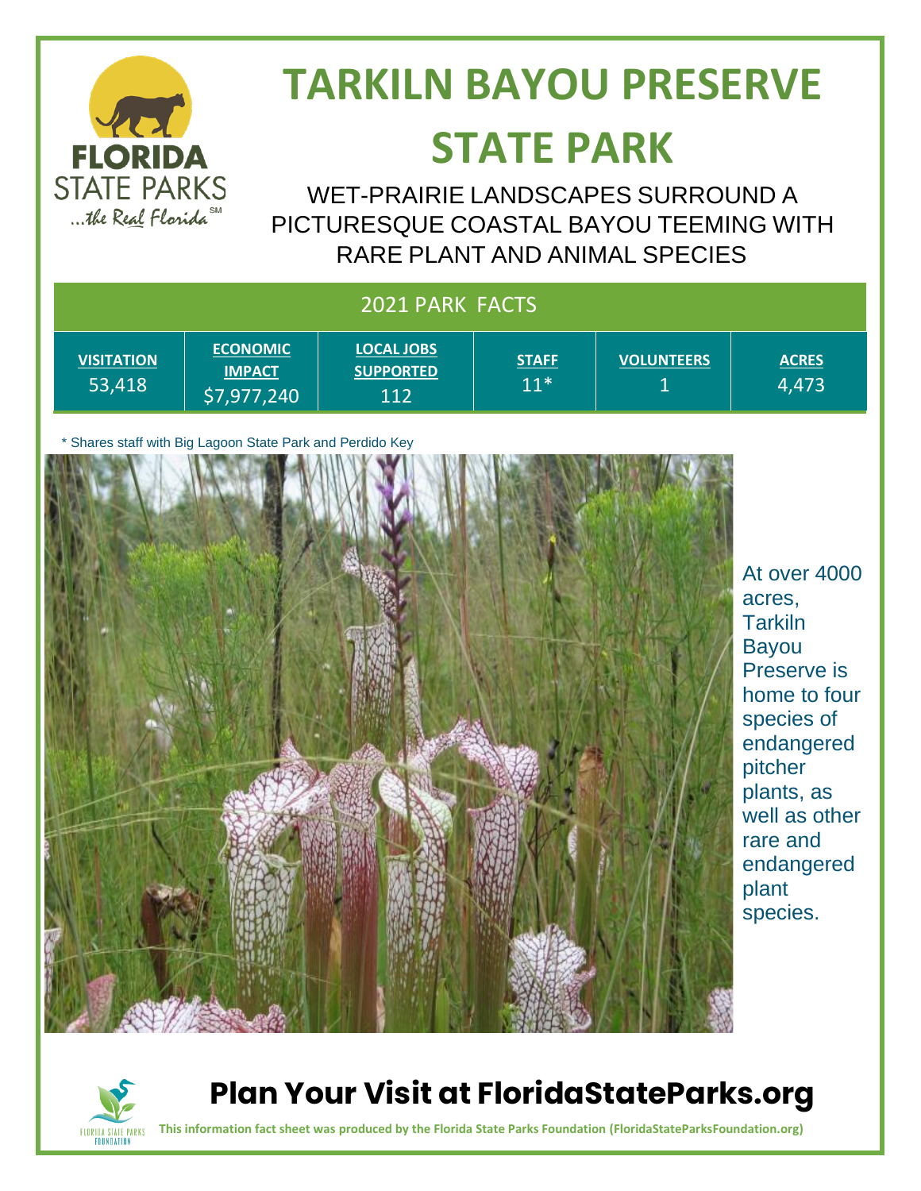# TARKILN BAYOU PRESERVE STATE PARK

WET-PRAIRIE LANDSCAPES SURROUND A PICTURESQUE COASTAL BAYOU TEEMING WITH RARE PLANT AND ANIMAL SPECIES

## 2021 PARK FACTS

| VISITATION | ECONOMIC IMPACT | LOCAL JOBS SUPPORTED | STAFF | VOLUNTEERS | ACRES |
|---|---|---|---|---|---|
| 53,418 | $7,977,240 | 112 | 11* | 1 | 4,473 |

* Shares staff with Big Lagoon State Park and Perdido Key

At over 4000 acres, Tarkiln Bayou Preserve is home to four species of endangered pitcher plants, as well as other rare and endangered plant species.

## Plan Your Visit at FloridaStateParks.org

**This information fact sheet was produced by the Florida State Parks Foundation (FloridaStateParksFoundation.org)**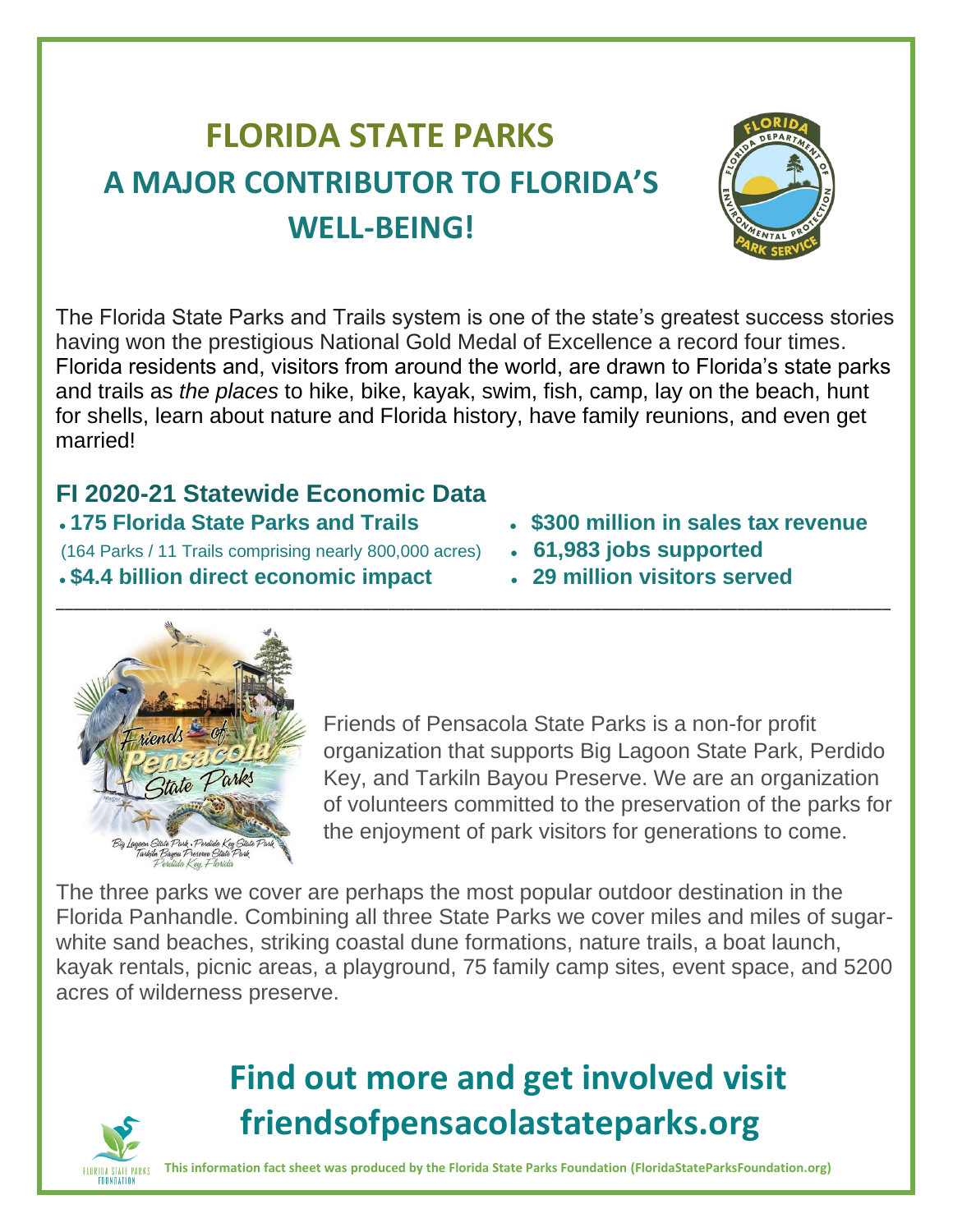# FLORIDA STATE PARKS
## A MAJOR CONTRIBUTOR TO FLORIDA'S WELL-BEING!

The Florida State Parks and Trails system is one of the state's greatest success stories having won the prestigious National Gold Medal of Excellence a record four times. Florida residents and, visitors from around the world, are drawn to Florida's state parks and trails as *the places* to hike, bike, kayak, swim, fish, camp, lay on the beach, hunt for shells, learn about nature and Florida history, have family reunions, and even get married!

### Fl 2020-21 Statewide Economic Data

- **175 Florida State Parks and Trails**
  (164 Parks / 11 Trails comprising nearly 800,000 acres)
- **$4.4 billion direct economic impact**
- **$300 million in sales tax revenue**
- **61,983 jobs supported**
- **29 million visitors served**

---

Friends of Pensacola State Parks is a non-for profit organization that supports Big Lagoon State Park, Perdido Key, and Tarkiln Bayou Preserve. We are an organization of volunteers committed to the preservation of the parks for the enjoyment of park visitors for generations to come.

The three parks we cover are perhaps the most popular outdoor destination in the Florida Panhandle. Combining all three State Parks we cover miles and miles of sugar-white sand beaches, striking coastal dune formations, nature trails, a boat launch, kayak rentals, picnic areas, a playground, 75 family camp sites, event space, and 5200 acres of wilderness preserve.

## Find out more and get involved visit friendsofpensacolastateparks.org

**This information fact sheet was produced by the Florida State Parks Foundation (FloridaStateParksFoundation.org)**